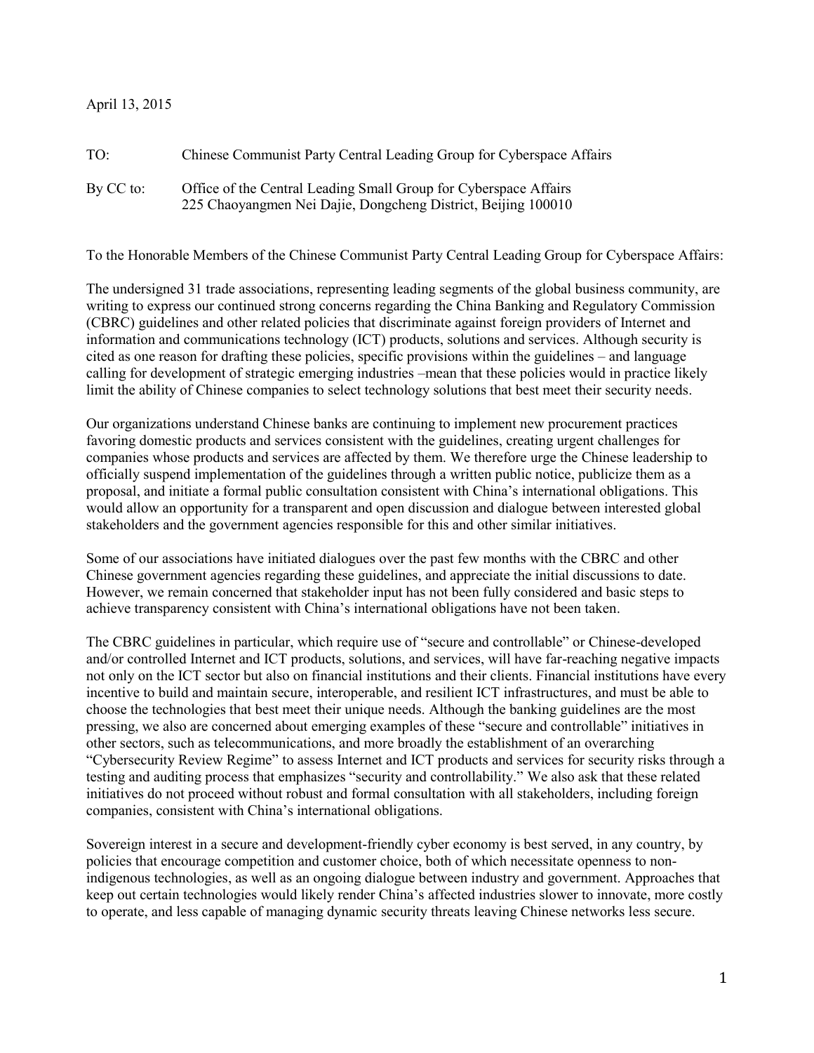April 13, 2015

TO: Chinese Communist Party Central Leading Group for Cyberspace Affairs

By CC to: Office of the Central Leading Small Group for Cyberspace Affairs
225 Chaoyangmen Nei Dajie, Dongcheng District, Beijing 100010

To the Honorable Members of the Chinese Communist Party Central Leading Group for Cyberspace Affairs:

The undersigned 31 trade associations, representing leading segments of the global business community, are writing to express our continued strong concerns regarding the China Banking and Regulatory Commission (CBRC) guidelines and other related policies that discriminate against foreign providers of Internet and information and communications technology (ICT) products, solutions and services. Although security is cited as one reason for drafting these policies, specific provisions within the guidelines – and language calling for development of strategic emerging industries –mean that these policies would in practice likely limit the ability of Chinese companies to select technology solutions that best meet their security needs.

Our organizations understand Chinese banks are continuing to implement new procurement practices favoring domestic products and services consistent with the guidelines, creating urgent challenges for companies whose products and services are affected by them. We therefore urge the Chinese leadership to officially suspend implementation of the guidelines through a written public notice, publicize them as a proposal, and initiate a formal public consultation consistent with China's international obligations. This would allow an opportunity for a transparent and open discussion and dialogue between interested global stakeholders and the government agencies responsible for this and other similar initiatives.

Some of our associations have initiated dialogues over the past few months with the CBRC and other Chinese government agencies regarding these guidelines, and appreciate the initial discussions to date. However, we remain concerned that stakeholder input has not been fully considered and basic steps to achieve transparency consistent with China's international obligations have not been taken.

The CBRC guidelines in particular, which require use of "secure and controllable" or Chinese-developed and/or controlled Internet and ICT products, solutions, and services, will have far-reaching negative impacts not only on the ICT sector but also on financial institutions and their clients. Financial institutions have every incentive to build and maintain secure, interoperable, and resilient ICT infrastructures, and must be able to choose the technologies that best meet their unique needs. Although the banking guidelines are the most pressing, we also are concerned about emerging examples of these "secure and controllable" initiatives in other sectors, such as telecommunications, and more broadly the establishment of an overarching "Cybersecurity Review Regime" to assess Internet and ICT products and services for security risks through a testing and auditing process that emphasizes "security and controllability." We also ask that these related initiatives do not proceed without robust and formal consultation with all stakeholders, including foreign companies, consistent with China's international obligations.

Sovereign interest in a secure and development-friendly cyber economy is best served, in any country, by policies that encourage competition and customer choice, both of which necessitate openness to non-indigenous technologies, as well as an ongoing dialogue between industry and government. Approaches that keep out certain technologies would likely render China's affected industries slower to innovate, more costly to operate, and less capable of managing dynamic security threats leaving Chinese networks less secure.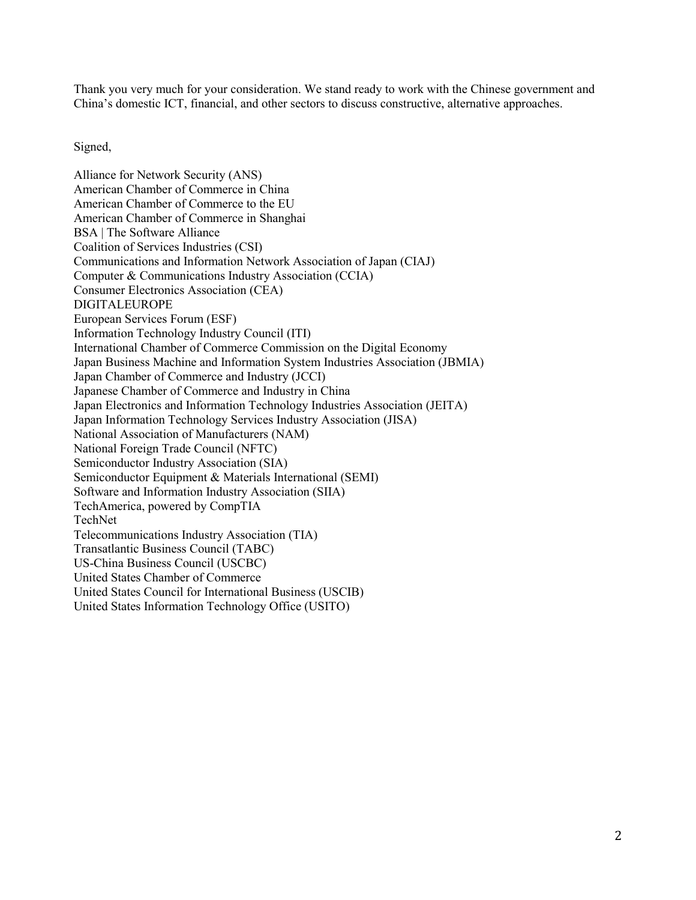Thank you very much for your consideration. We stand ready to work with the Chinese government and China's domestic ICT, financial, and other sectors to discuss constructive, alternative approaches.

Signed,

Alliance for Network Security (ANS)
American Chamber of Commerce in China
American Chamber of Commerce to the EU
American Chamber of Commerce in Shanghai
BSA | The Software Alliance
Coalition of Services Industries (CSI)
Communications and Information Network Association of Japan (CIAJ)
Computer & Communications Industry Association (CCIA)
Consumer Electronics Association (CEA)
DIGITALEUROPE
European Services Forum (ESF)
Information Technology Industry Council (ITI)
International Chamber of Commerce Commission on the Digital Economy
Japan Business Machine and Information System Industries Association (JBMIA)
Japan Chamber of Commerce and Industry (JCCI)
Japanese Chamber of Commerce and Industry in China
Japan Electronics and Information Technology Industries Association (JEITA)
Japan Information Technology Services Industry Association (JISA)
National Association of Manufacturers (NAM)
National Foreign Trade Council (NFTC)
Semiconductor Industry Association (SIA)
Semiconductor Equipment & Materials International (SEMI)
Software and Information Industry Association (SIIA)
TechAmerica, powered by CompTIA
TechNet
Telecommunications Industry Association (TIA)
Transatlantic Business Council (TABC)
US-China Business Council (USCBC)
United States Chamber of Commerce
United States Council for International Business (USCIB)
United States Information Technology Office (USITO)